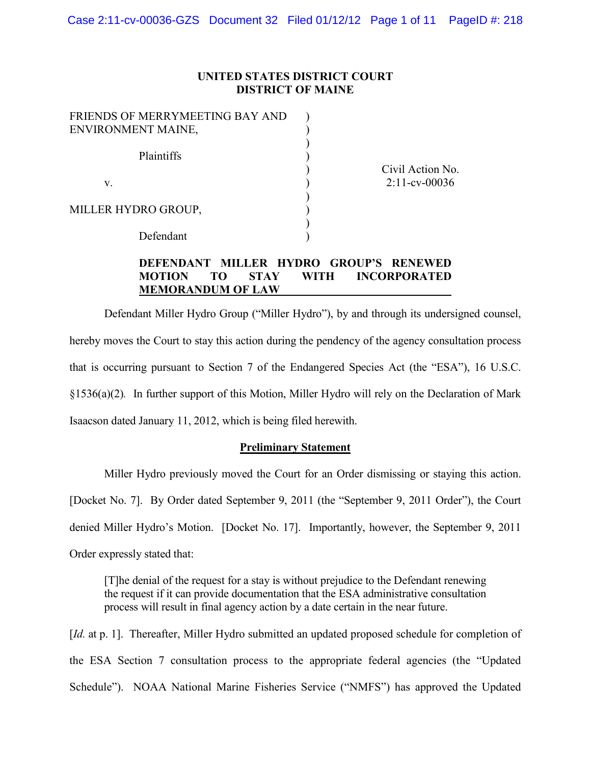**UNITED STATES DISTRICT COURT**
**DISTRICT OF MAINE**

| | | |
|---|---|---|
| FRIENDS OF MERRYMEETING BAY AND ENVIRONMENT MAINE, | ) | |
| Plaintiffs | ) | |
| v. | ) | Civil Action No. 2:11-cv-00036 |
| MILLER HYDRO GROUP, | ) | |
| Defendant | ) | |

**DEFENDANT MILLER HYDRO GROUP'S RENEWED MOTION TO STAY WITH INCORPORATED MEMORANDUM OF LAW**

Defendant Miller Hydro Group ("Miller Hydro"), by and through its undersigned counsel, hereby moves the Court to stay this action during the pendency of the agency consultation process that is occurring pursuant to Section 7 of the Endangered Species Act (the "ESA"), 16 U.S.C. §1536(a)(2). In further support of this Motion, Miller Hydro will rely on the Declaration of Mark Isaacson dated January 11, 2012, which is being filed herewith.

**Preliminary Statement**

Miller Hydro previously moved the Court for an Order dismissing or staying this action. [Docket No. 7]. By Order dated September 9, 2011 (the "September 9, 2011 Order"), the Court denied Miller Hydro's Motion. [Docket No. 17]. Importantly, however, the September 9, 2011 Order expressly stated that:

> [T]he denial of the request for a stay is without prejudice to the Defendant renewing the request if it can provide documentation that the ESA administrative consultation process will result in final agency action by a date certain in the near future.

[*Id.* at p. 1]. Thereafter, Miller Hydro submitted an updated proposed schedule for completion of the ESA Section 7 consultation process to the appropriate federal agencies (the "Updated Schedule"). NOAA National Marine Fisheries Service ("NMFS") has approved the Updated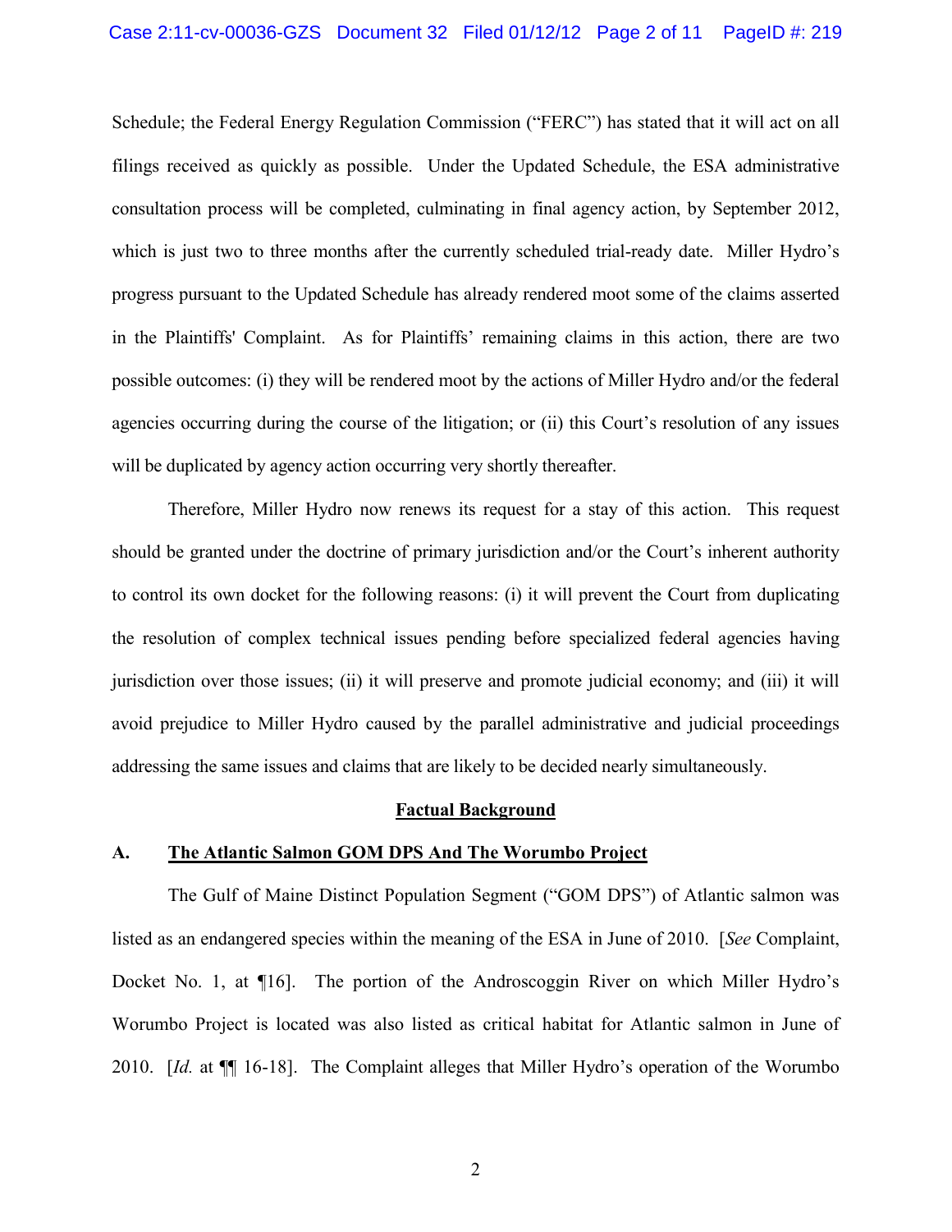Schedule; the Federal Energy Regulation Commission ("FERC") has stated that it will act on all filings received as quickly as possible. Under the Updated Schedule, the ESA administrative consultation process will be completed, culminating in final agency action, by September 2012, which is just two to three months after the currently scheduled trial-ready date. Miller Hydro's progress pursuant to the Updated Schedule has already rendered moot some of the claims asserted in the Plaintiffs' Complaint. As for Plaintiffs' remaining claims in this action, there are two possible outcomes: (i) they will be rendered moot by the actions of Miller Hydro and/or the federal agencies occurring during the course of the litigation; or (ii) this Court's resolution of any issues will be duplicated by agency action occurring very shortly thereafter.

Therefore, Miller Hydro now renews its request for a stay of this action. This request should be granted under the doctrine of primary jurisdiction and/or the Court's inherent authority to control its own docket for the following reasons: (i) it will prevent the Court from duplicating the resolution of complex technical issues pending before specialized federal agencies having jurisdiction over those issues; (ii) it will preserve and promote judicial economy; and (iii) it will avoid prejudice to Miller Hydro caused by the parallel administrative and judicial proceedings addressing the same issues and claims that are likely to be decided nearly simultaneously.

## Factual Background

### A. The Atlantic Salmon GOM DPS And The Worumbo Project

The Gulf of Maine Distinct Population Segment ("GOM DPS") of Atlantic salmon was listed as an endangered species within the meaning of the ESA in June of 2010. [*See* Complaint, Docket No. 1, at ¶16]. The portion of the Androscoggin River on which Miller Hydro's Worumbo Project is located was also listed as critical habitat for Atlantic salmon in June of 2010. [*Id.* at ¶¶ 16-18]. The Complaint alleges that Miller Hydro's operation of the Worumbo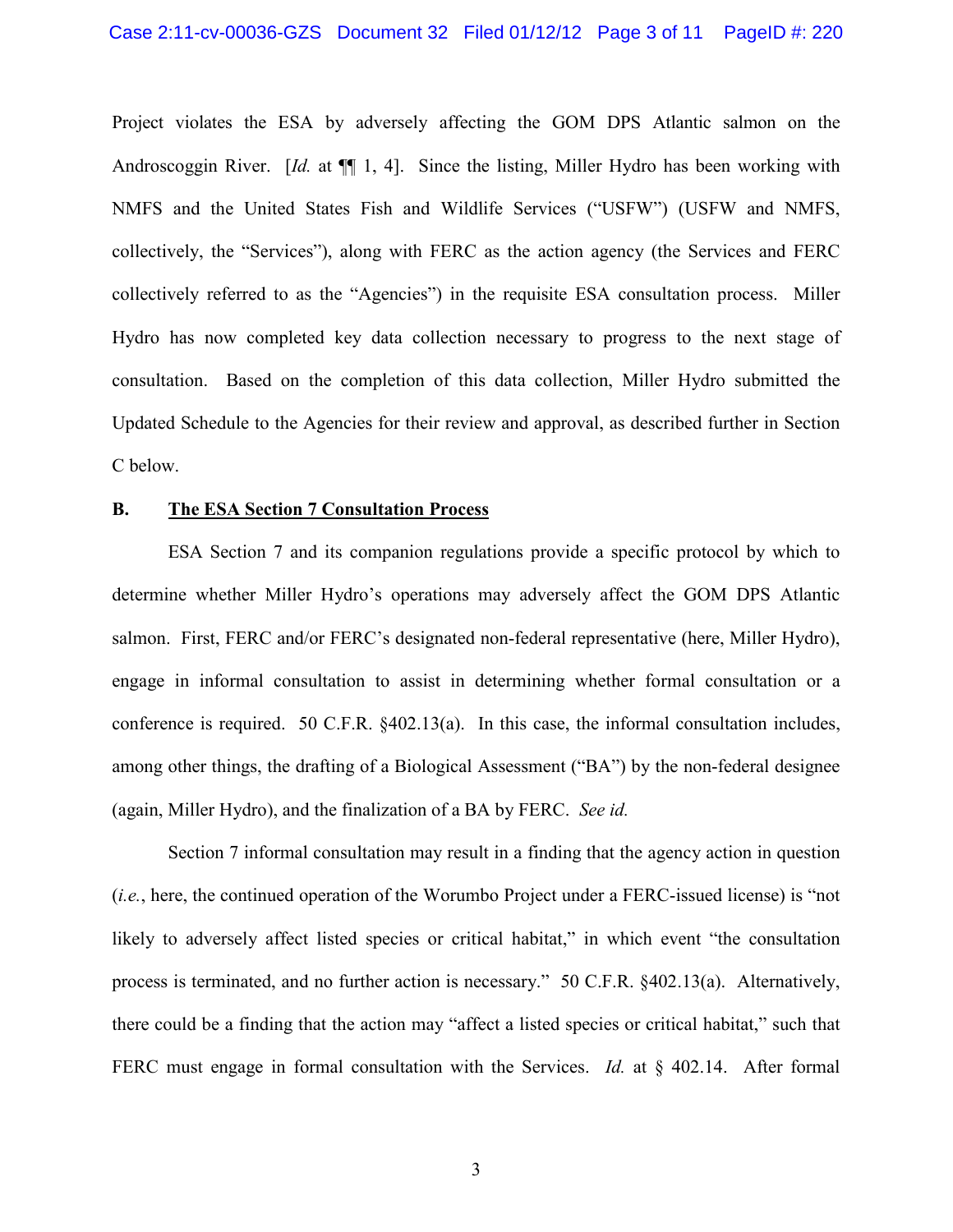Project violates the ESA by adversely affecting the GOM DPS Atlantic salmon on the Androscoggin River. [*Id.* at ¶¶ 1, 4]. Since the listing, Miller Hydro has been working with NMFS and the United States Fish and Wildlife Services ("USFW") (USFW and NMFS, collectively, the "Services"), along with FERC as the action agency (the Services and FERC collectively referred to as the "Agencies") in the requisite ESA consultation process. Miller Hydro has now completed key data collection necessary to progress to the next stage of consultation. Based on the completion of this data collection, Miller Hydro submitted the Updated Schedule to the Agencies for their review and approval, as described further in Section C below.

**B. <u>The ESA Section 7 Consultation Process</u>**

ESA Section 7 and its companion regulations provide a specific protocol by which to determine whether Miller Hydro's operations may adversely affect the GOM DPS Atlantic salmon. First, FERC and/or FERC's designated non-federal representative (here, Miller Hydro), engage in informal consultation to assist in determining whether formal consultation or a conference is required. 50 C.F.R. §402.13(a). In this case, the informal consultation includes, among other things, the drafting of a Biological Assessment ("BA") by the non-federal designee (again, Miller Hydro), and the finalization of a BA by FERC. *See id.*

Section 7 informal consultation may result in a finding that the agency action in question (*i.e.*, here, the continued operation of the Worumbo Project under a FERC-issued license) is "not likely to adversely affect listed species or critical habitat," in which event "the consultation process is terminated, and no further action is necessary." 50 C.F.R. §402.13(a). Alternatively, there could be a finding that the action may "affect a listed species or critical habitat," such that FERC must engage in formal consultation with the Services. *Id.* at § 402.14. After formal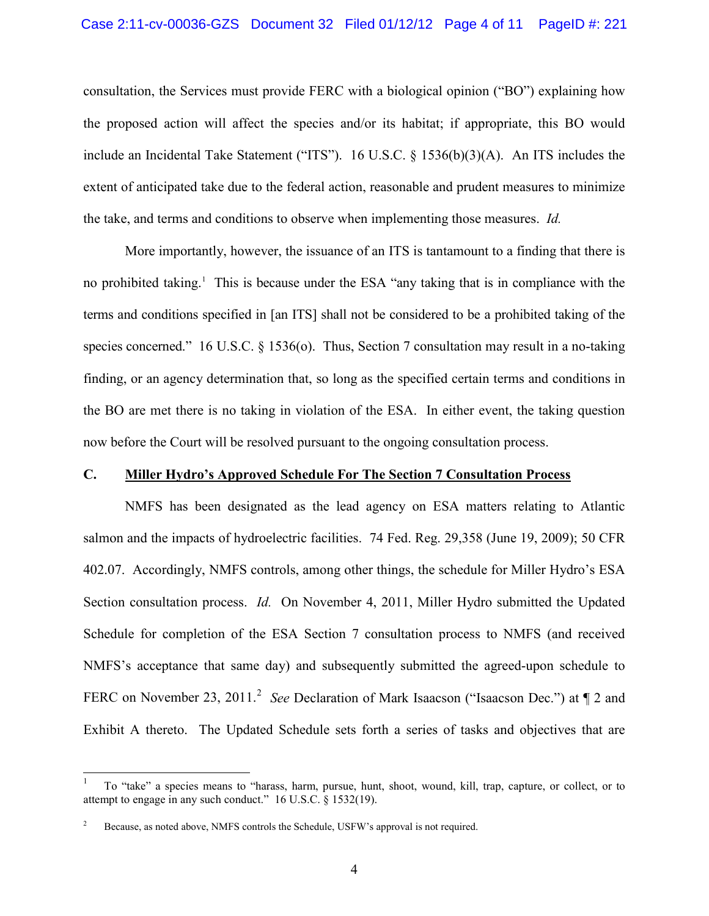consultation, the Services must provide FERC with a biological opinion ("BO") explaining how the proposed action will affect the species and/or its habitat; if appropriate, this BO would include an Incidental Take Statement ("ITS"). 16 U.S.C. § 1536(b)(3)(A). An ITS includes the extent of anticipated take due to the federal action, reasonable and prudent measures to minimize the take, and terms and conditions to observe when implementing those measures. *Id.*

More importantly, however, the issuance of an ITS is tantamount to a finding that there is no prohibited taking.[1] This is because under the ESA "any taking that is in compliance with the terms and conditions specified in [an ITS] shall not be considered to be a prohibited taking of the species concerned." 16 U.S.C. § 1536(o). Thus, Section 7 consultation may result in a no-taking finding, or an agency determination that, so long as the specified certain terms and conditions in the BO are met there is no taking in violation of the ESA. In either event, the taking question now before the Court will be resolved pursuant to the ongoing consultation process.

### C. <u>Miller Hydro's Approved Schedule For The Section 7 Consultation Process</u>

NMFS has been designated as the lead agency on ESA matters relating to Atlantic salmon and the impacts of hydroelectric facilities. 74 Fed. Reg. 29,358 (June 19, 2009); 50 CFR 402.07. Accordingly, NMFS controls, among other things, the schedule for Miller Hydro's ESA Section consultation process. *Id.* On November 4, 2011, Miller Hydro submitted the Updated Schedule for completion of the ESA Section 7 consultation process to NMFS (and received NMFS's acceptance that same day) and subsequently submitted the agreed-upon schedule to FERC on November 23, 2011.[2] *See* Declaration of Mark Isaacson ("Isaacson Dec.") at ¶ 2 and Exhibit A thereto. The Updated Schedule sets forth a series of tasks and objectives that are

---

[1] To "take" a species means to "harass, harm, pursue, hunt, shoot, wound, kill, trap, capture, or collect, or to attempt to engage in any such conduct." 16 U.S.C. § 1532(19).

[2] Because, as noted above, NMFS controls the Schedule, USFW's approval is not required.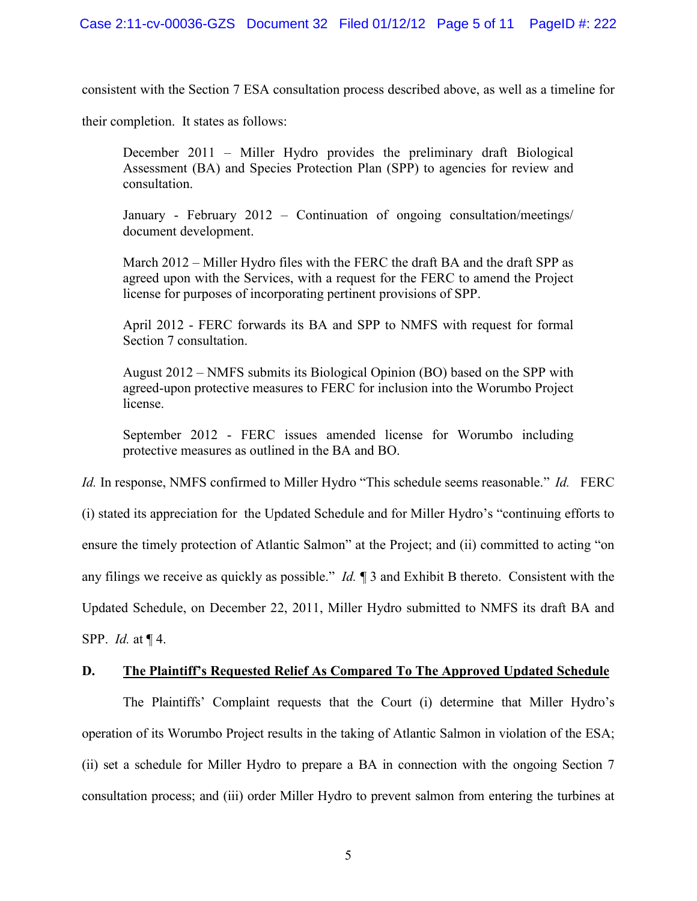consistent with the Section 7 ESA consultation process described above, as well as a timeline for their completion. It states as follows:

> December 2011 – Miller Hydro provides the preliminary draft Biological Assessment (BA) and Species Protection Plan (SPP) to agencies for review and consultation.
>
> January - February 2012 – Continuation of ongoing consultation/meetings/ document development.
>
> March 2012 – Miller Hydro files with the FERC the draft BA and the draft SPP as agreed upon with the Services, with a request for the FERC to amend the Project license for purposes of incorporating pertinent provisions of SPP.
>
> April 2012 - FERC forwards its BA and SPP to NMFS with request for formal Section 7 consultation.
>
> August 2012 – NMFS submits its Biological Opinion (BO) based on the SPP with agreed-upon protective measures to FERC for inclusion into the Worumbo Project license.
>
> September 2012 - FERC issues amended license for Worumbo including protective measures as outlined in the BA and BO.

*Id.* In response, NMFS confirmed to Miller Hydro "This schedule seems reasonable." *Id.* FERC (i) stated its appreciation for the Updated Schedule and for Miller Hydro's "continuing efforts to ensure the timely protection of Atlantic Salmon" at the Project; and (ii) committed to acting "on any filings we receive as quickly as possible." *Id.* ¶ 3 and Exhibit B thereto. Consistent with the Updated Schedule, on December 22, 2011, Miller Hydro submitted to NMFS its draft BA and SPP. *Id.* at ¶ 4.

**D. <u>The Plaintiff's Requested Relief As Compared To The Approved Updated Schedule</u>**

The Plaintiffs' Complaint requests that the Court (i) determine that Miller Hydro's operation of its Worumbo Project results in the taking of Atlantic Salmon in violation of the ESA; (ii) set a schedule for Miller Hydro to prepare a BA in connection with the ongoing Section 7 consultation process; and (iii) order Miller Hydro to prevent salmon from entering the turbines at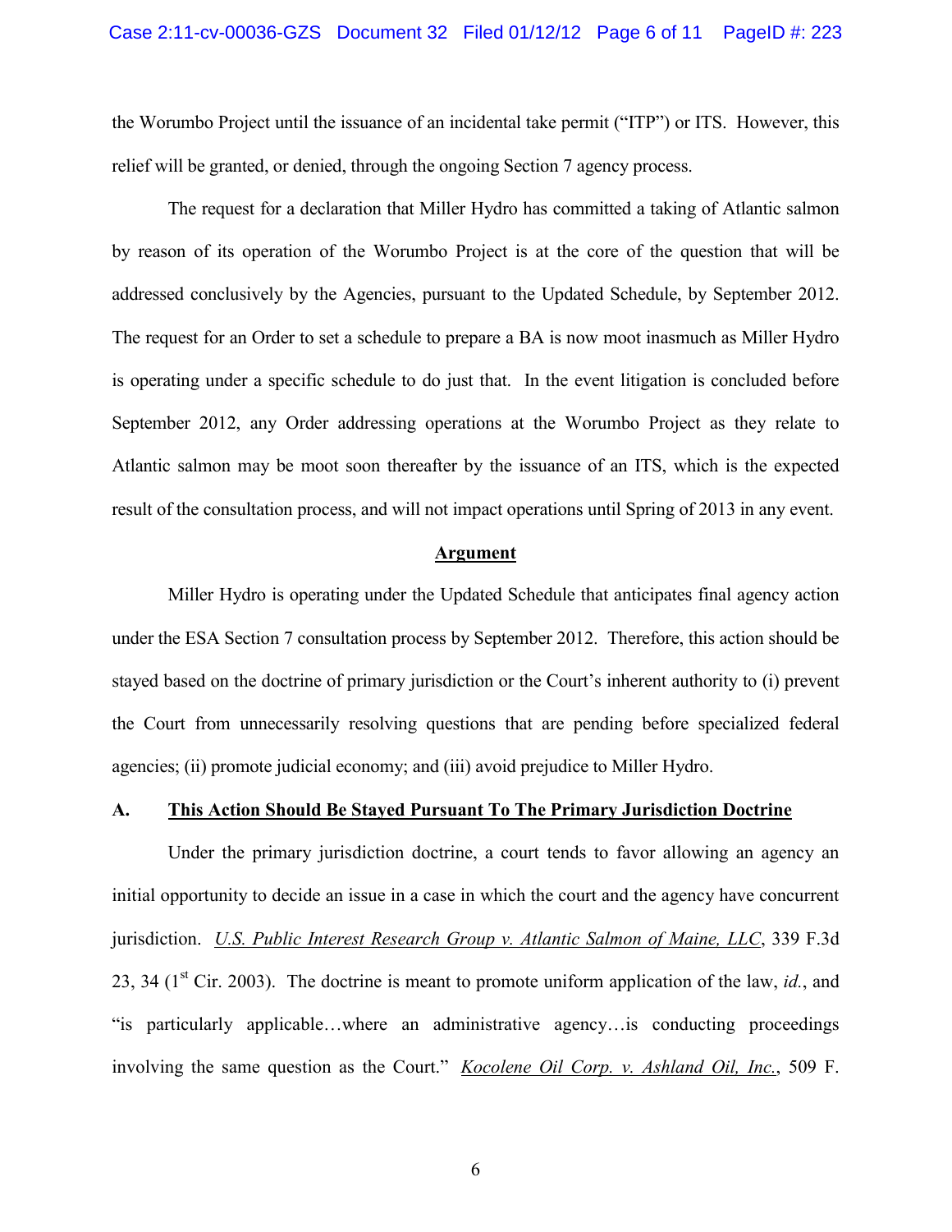the Worumbo Project until the issuance of an incidental take permit ("ITP") or ITS. However, this relief will be granted, or denied, through the ongoing Section 7 agency process.

The request for a declaration that Miller Hydro has committed a taking of Atlantic salmon by reason of its operation of the Worumbo Project is at the core of the question that will be addressed conclusively by the Agencies, pursuant to the Updated Schedule, by September 2012. The request for an Order to set a schedule to prepare a BA is now moot inasmuch as Miller Hydro is operating under a specific schedule to do just that. In the event litigation is concluded before September 2012, any Order addressing operations at the Worumbo Project as they relate to Atlantic salmon may be moot soon thereafter by the issuance of an ITS, which is the expected result of the consultation process, and will not impact operations until Spring of 2013 in any event.

## Argument

Miller Hydro is operating under the Updated Schedule that anticipates final agency action under the ESA Section 7 consultation process by September 2012. Therefore, this action should be stayed based on the doctrine of primary jurisdiction or the Court's inherent authority to (i) prevent the Court from unnecessarily resolving questions that are pending before specialized federal agencies; (ii) promote judicial economy; and (iii) avoid prejudice to Miller Hydro.

### A. This Action Should Be Stayed Pursuant To The Primary Jurisdiction Doctrine

Under the primary jurisdiction doctrine, a court tends to favor allowing an agency an initial opportunity to decide an issue in a case in which the court and the agency have concurrent jurisdiction. *U.S. Public Interest Research Group v. Atlantic Salmon of Maine, LLC*, 339 F.3d 23, 34 (1st Cir. 2003). The doctrine is meant to promote uniform application of the law, *id.*, and "is particularly applicable…where an administrative agency…is conducting proceedings involving the same question as the Court." *Kocolene Oil Corp. v. Ashland Oil, Inc.*, 509 F.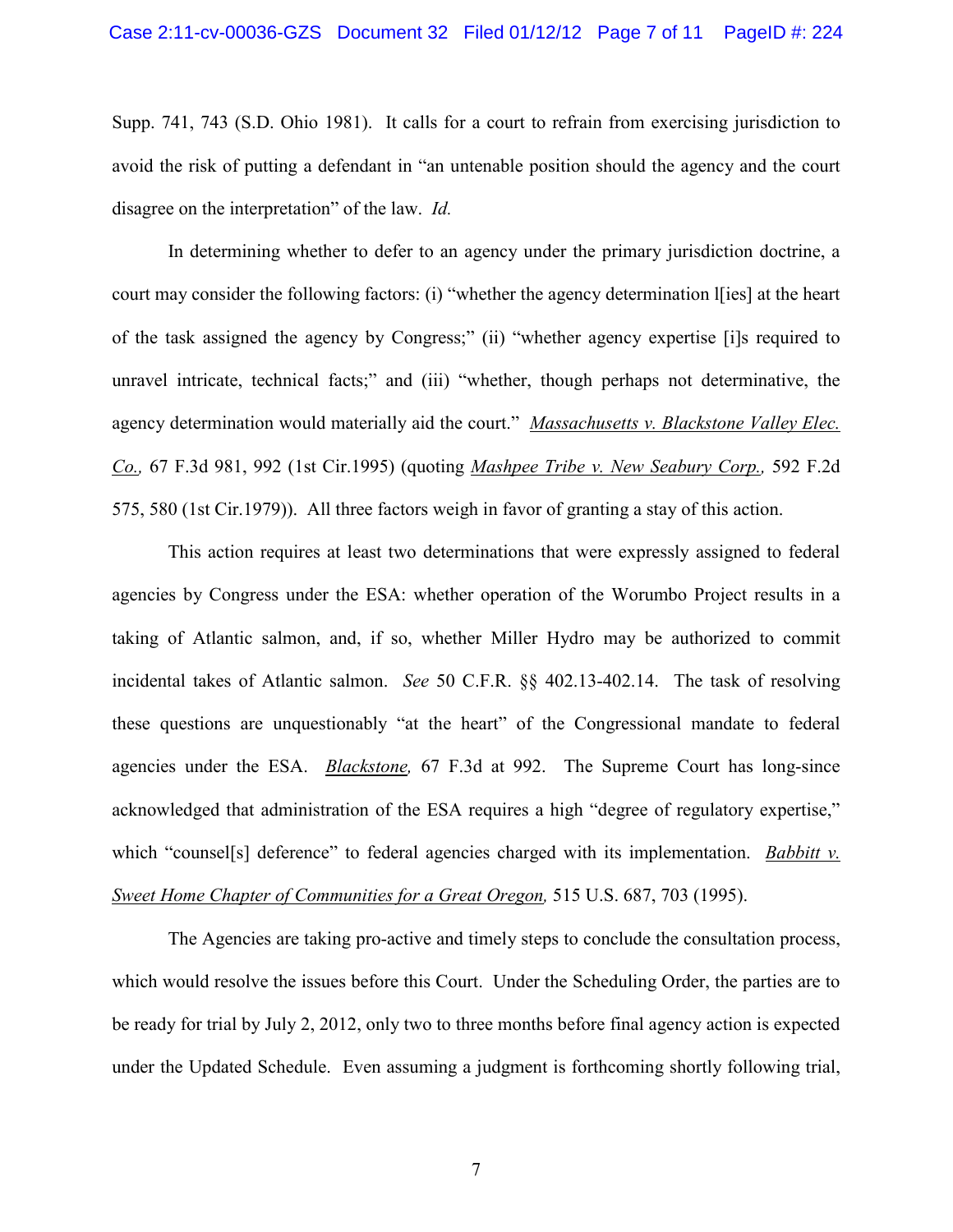Supp. 741, 743 (S.D. Ohio 1981). It calls for a court to refrain from exercising jurisdiction to avoid the risk of putting a defendant in "an untenable position should the agency and the court disagree on the interpretation" of the law. *Id.*

In determining whether to defer to an agency under the primary jurisdiction doctrine, a court may consider the following factors: (i) "whether the agency determination l[ies] at the heart of the task assigned the agency by Congress;" (ii) "whether agency expertise [i]s required to unravel intricate, technical facts;" and (iii) "whether, though perhaps not determinative, the agency determination would materially aid the court." *Massachusetts v. Blackstone Valley Elec. Co.,* 67 F.3d 981, 992 (1st Cir.1995) (quoting *Mashpee Tribe v. New Seabury Corp.,* 592 F.2d 575, 580 (1st Cir.1979)). All three factors weigh in favor of granting a stay of this action.

This action requires at least two determinations that were expressly assigned to federal agencies by Congress under the ESA: whether operation of the Worumbo Project results in a taking of Atlantic salmon, and, if so, whether Miller Hydro may be authorized to commit incidental takes of Atlantic salmon. *See* 50 C.F.R. §§ 402.13-402.14. The task of resolving these questions are unquestionably "at the heart" of the Congressional mandate to federal agencies under the ESA. *Blackstone,* 67 F.3d at 992. The Supreme Court has long-since acknowledged that administration of the ESA requires a high "degree of regulatory expertise," which "counsel[s] deference" to federal agencies charged with its implementation. *Babbitt v. Sweet Home Chapter of Communities for a Great Oregon,* 515 U.S. 687, 703 (1995).

The Agencies are taking pro-active and timely steps to conclude the consultation process, which would resolve the issues before this Court. Under the Scheduling Order, the parties are to be ready for trial by July 2, 2012, only two to three months before final agency action is expected under the Updated Schedule. Even assuming a judgment is forthcoming shortly following trial,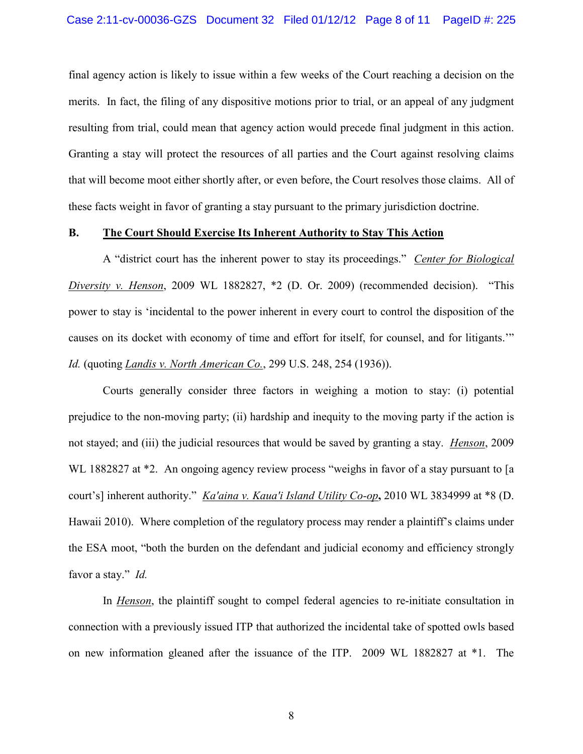final agency action is likely to issue within a few weeks of the Court reaching a decision on the merits. In fact, the filing of any dispositive motions prior to trial, or an appeal of any judgment resulting from trial, could mean that agency action would precede final judgment in this action. Granting a stay will protect the resources of all parties and the Court against resolving claims that will become moot either shortly after, or even before, the Court resolves those claims. All of these facts weight in favor of granting a stay pursuant to the primary jurisdiction doctrine.

**B. The Court Should Exercise Its Inherent Authority to Stay This Action**

A "district court has the inherent power to stay its proceedings." *Center for Biological Diversity v. Henson*, 2009 WL 1882827, *2 (D. Or. 2009) (recommended decision). "This power to stay is 'incidental to the power inherent in every court to control the disposition of the causes on its docket with economy of time and effort for itself, for counsel, and for litigants.'" *Id.* (quoting *Landis v. North American Co.*, 299 U.S. 248, 254 (1936)).

Courts generally consider three factors in weighing a motion to stay: (i) potential prejudice to the non-moving party; (ii) hardship and inequity to the moving party if the action is not stayed; and (iii) the judicial resources that would be saved by granting a stay. *Henson*, 2009 WL 1882827 at *2. An ongoing agency review process "weighs in favor of a stay pursuant to [a court's] inherent authority." *Ka'aina v. Kaua'i Island Utility Co-op*, 2010 WL 3834999 at *8 (D. Hawaii 2010). Where completion of the regulatory process may render a plaintiff's claims under the ESA moot, "both the burden on the defendant and judicial economy and efficiency strongly favor a stay." *Id.*

In *Henson*, the plaintiff sought to compel federal agencies to re-initiate consultation in connection with a previously issued ITP that authorized the incidental take of spotted owls based on new information gleaned after the issuance of the ITP. 2009 WL 1882827 at *1. The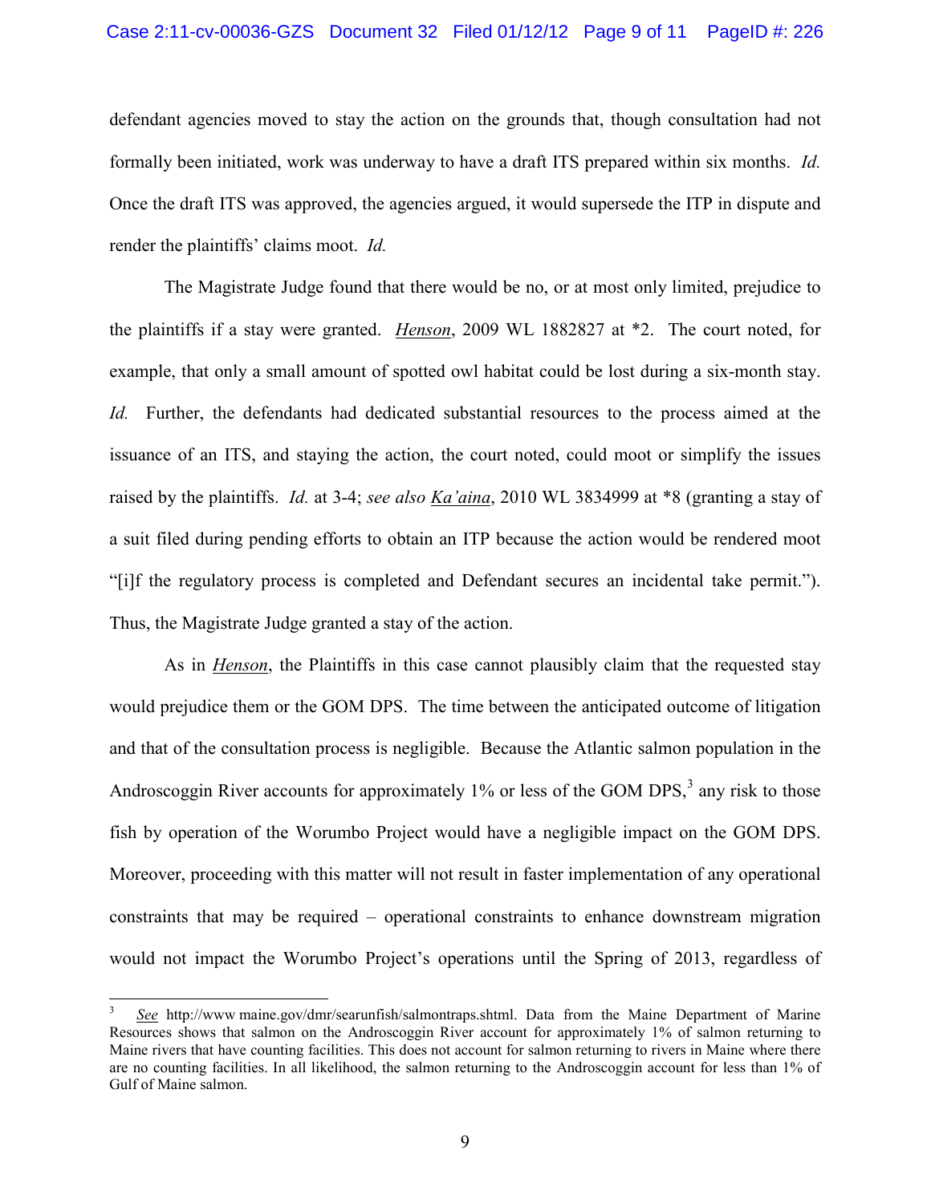defendant agencies moved to stay the action on the grounds that, though consultation had not formally been initiated, work was underway to have a draft ITS prepared within six months. *Id.* Once the draft ITS was approved, the agencies argued, it would supersede the ITP in dispute and render the plaintiffs' claims moot. *Id.*

The Magistrate Judge found that there would be no, or at most only limited, prejudice to the plaintiffs if a stay were granted. *Henson*, 2009 WL 1882827 at *2. The court noted, for example, that only a small amount of spotted owl habitat could be lost during a six-month stay. *Id.* Further, the defendants had dedicated substantial resources to the process aimed at the issuance of an ITS, and staying the action, the court noted, could moot or simplify the issues raised by the plaintiffs. *Id.* at 3-4; *see also Ka'aina*, 2010 WL 3834999 at *8 (granting a stay of a suit filed during pending efforts to obtain an ITP because the action would be rendered moot "[i]f the regulatory process is completed and Defendant secures an incidental take permit."). Thus, the Magistrate Judge granted a stay of the action.

As in *Henson*, the Plaintiffs in this case cannot plausibly claim that the requested stay would prejudice them or the GOM DPS. The time between the anticipated outcome of litigation and that of the consultation process is negligible. Because the Atlantic salmon population in the Androscoggin River accounts for approximately 1% or less of the GOM DPS,[3] any risk to those fish by operation of the Worumbo Project would have a negligible impact on the GOM DPS. Moreover, proceeding with this matter will not result in faster implementation of any operational constraints that may be required – operational constraints to enhance downstream migration would not impact the Worumbo Project's operations until the Spring of 2013, regardless of

---

[3] *See* http://www maine.gov/dmr/searunfish/salmontraps.shtml. Data from the Maine Department of Marine Resources shows that salmon on the Androscoggin River account for approximately 1% of salmon returning to Maine rivers that have counting facilities. This does not account for salmon returning to rivers in Maine where there are no counting facilities. In all likelihood, the salmon returning to the Androscoggin account for less than 1% of Gulf of Maine salmon.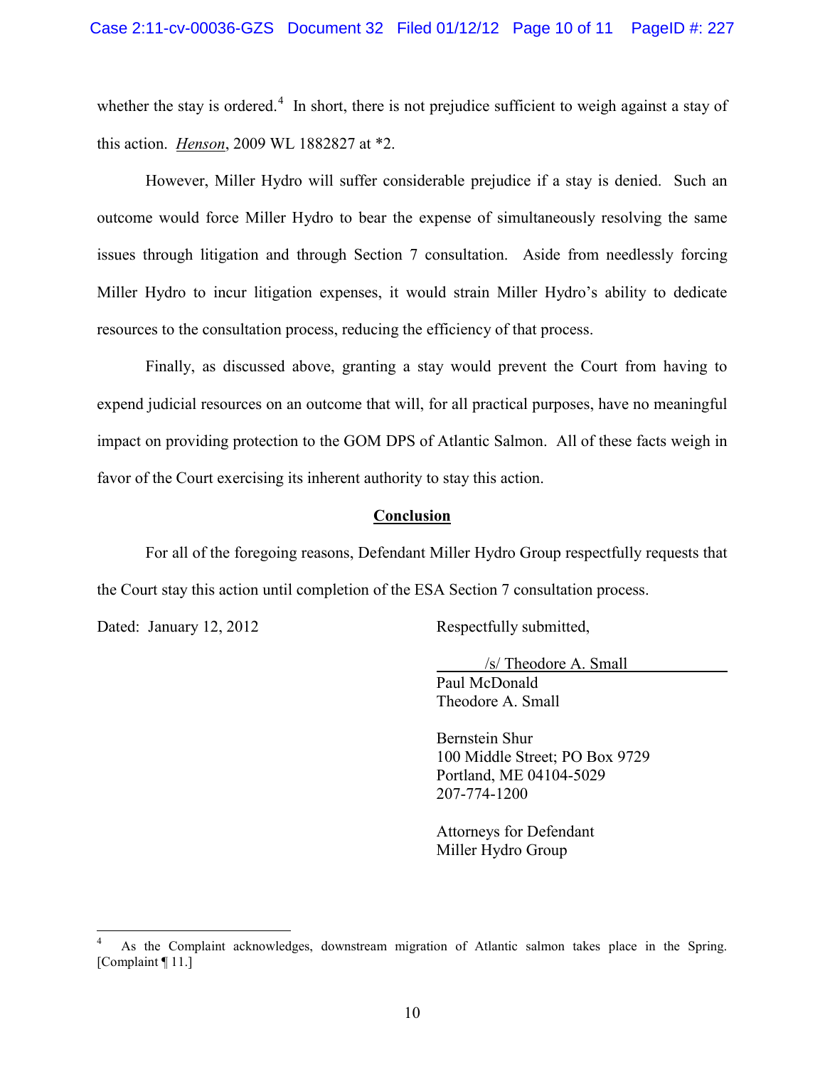whether the stay is ordered.[4] In short, there is not prejudice sufficient to weigh against a stay of this action. *Henson*, 2009 WL 1882827 at *2.

However, Miller Hydro will suffer considerable prejudice if a stay is denied. Such an outcome would force Miller Hydro to bear the expense of simultaneously resolving the same issues through litigation and through Section 7 consultation. Aside from needlessly forcing Miller Hydro to incur litigation expenses, it would strain Miller Hydro's ability to dedicate resources to the consultation process, reducing the efficiency of that process.

Finally, as discussed above, granting a stay would prevent the Court from having to expend judicial resources on an outcome that will, for all practical purposes, have no meaningful impact on providing protection to the GOM DPS of Atlantic Salmon. All of these facts weigh in favor of the Court exercising its inherent authority to stay this action.

## Conclusion

For all of the foregoing reasons, Defendant Miller Hydro Group respectfully requests that the Court stay this action until completion of the ESA Section 7 consultation process.

Dated: January 12, 2012

Respectfully submitted,

/s/ Theodore A. Small
Paul McDonald
Theodore A. Small

Bernstein Shur
100 Middle Street; PO Box 9729
Portland, ME 04104-5029
207-774-1200

Attorneys for Defendant
Miller Hydro Group

---

[4] As the Complaint acknowledges, downstream migration of Atlantic salmon takes place in the Spring. [Complaint ¶ 11.]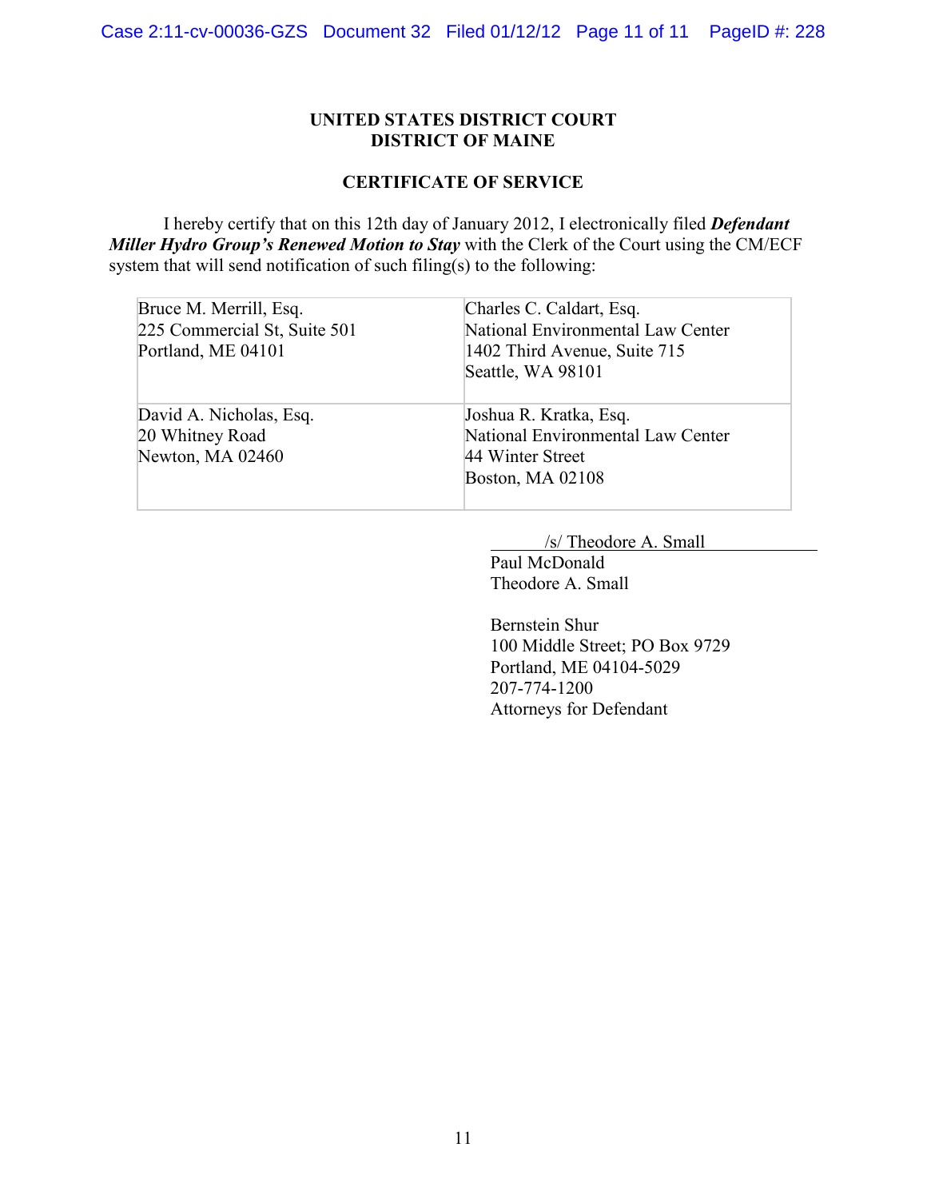**UNITED STATES DISTRICT COURT**
**DISTRICT OF MAINE**

**CERTIFICATE OF SERVICE**

I hereby certify that on this 12th day of January 2012, I electronically filed ***Defendant Miller Hydro Group's Renewed Motion to Stay*** with the Clerk of the Court using the CM/ECF system that will send notification of such filing(s) to the following:

| | |
|---|---|
| Bruce M. Merrill, Esq.<br>225 Commercial St, Suite 501<br>Portland, ME 04101 | Charles C. Caldart, Esq.<br>National Environmental Law Center<br>1402 Third Avenue, Suite 715<br>Seattle, WA 98101 |
| David A. Nicholas, Esq.<br>20 Whitney Road<br>Newton, MA 02460 | Joshua R. Kratka, Esq.<br>National Environmental Law Center<br>44 Winter Street<br>Boston, MA 02108 |

/s/ Theodore A. Small
Paul McDonald
Theodore A. Small

Bernstein Shur
100 Middle Street; PO Box 9729
Portland, ME 04104-5029
207-774-1200
Attorneys for Defendant